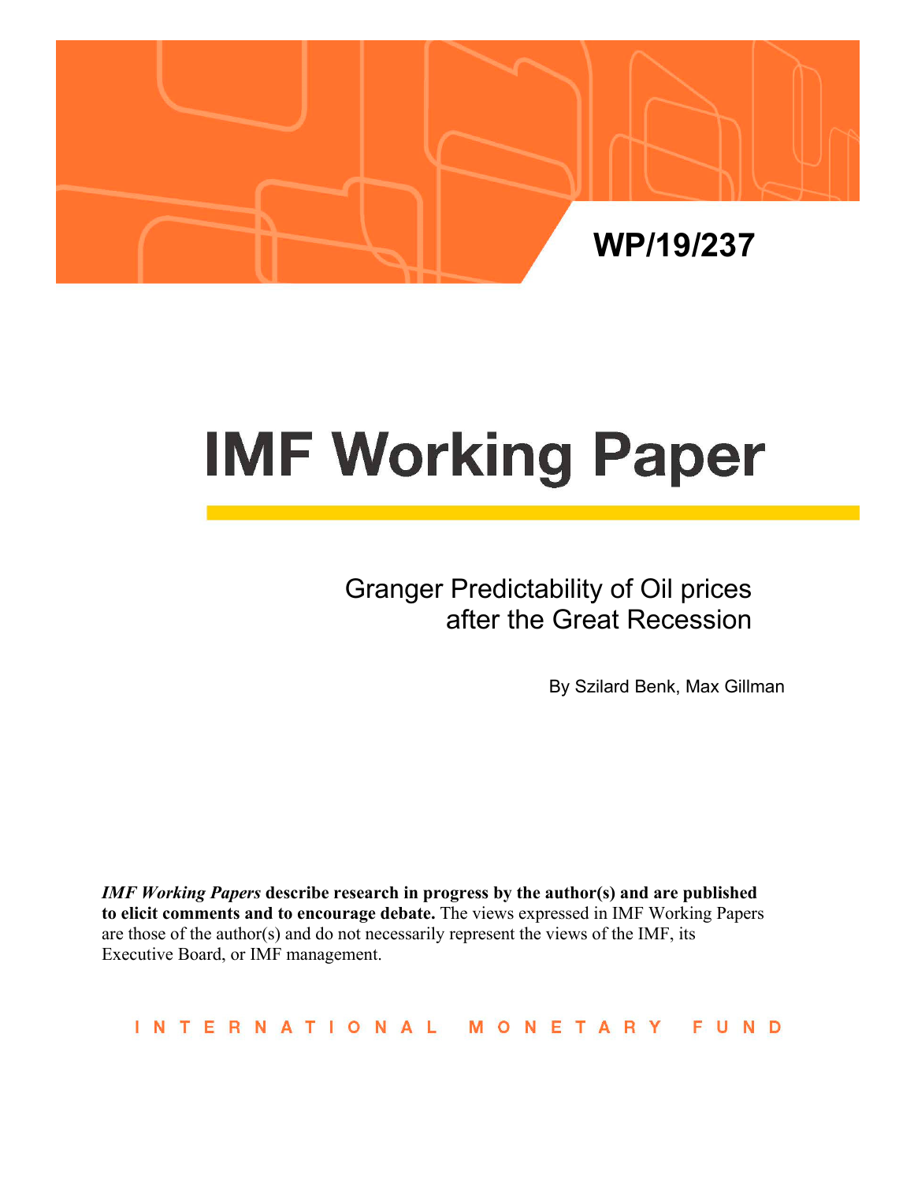WP/19/237

# IMF Working Paper

## Granger Predictability of Oil prices after the Great Recession

By Szilard Benk, Max Gillman

***IMF Working Papers* describe research in progress by the author(s) and are published to elicit comments and to encourage debate.** The views expressed in IMF Working Papers are those of the author(s) and do not necessarily represent the views of the IMF, its Executive Board, or IMF management.

INTERNATIONAL MONETARY FUND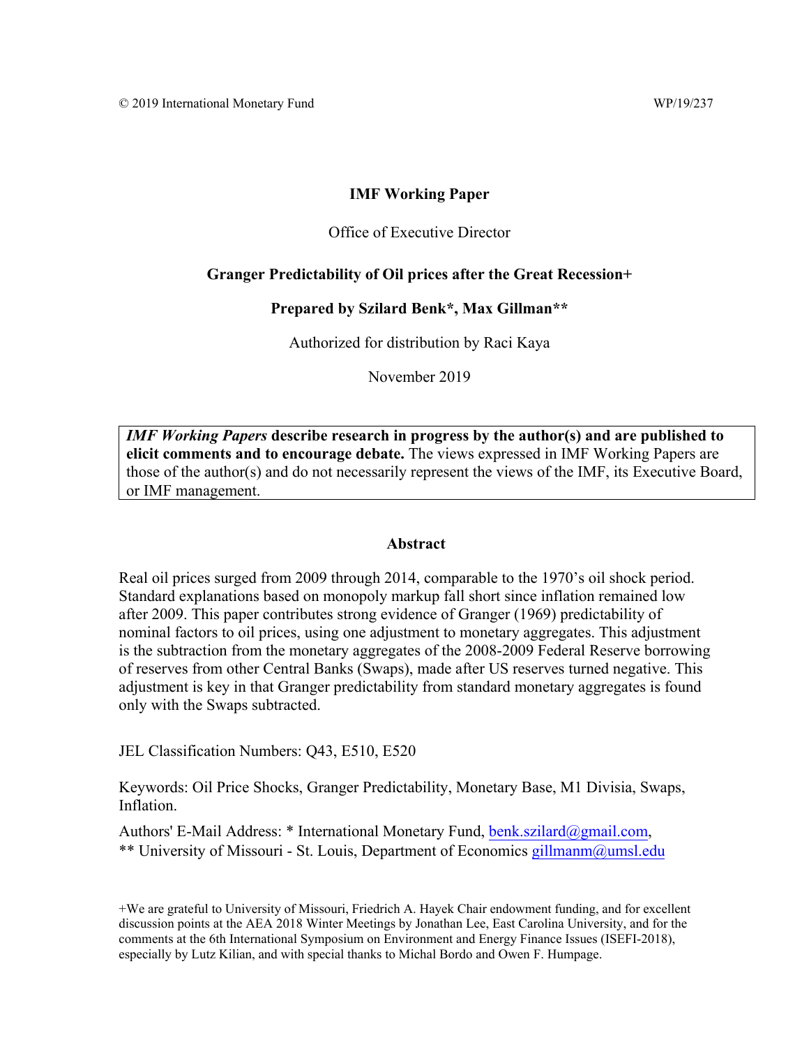© 2019 International Monetary Fund WP/19/237

**IMF Working Paper**

Office of Executive Director

**Granger Predictability of Oil prices after the Great Recession+**

**Prepared by Szilard Benk*, Max Gillman****

Authorized for distribution by Raci Kaya

November 2019

> ***IMF Working Papers*** **describe research in progress by the author(s) and are published to elicit comments and to encourage debate.** The views expressed in IMF Working Papers are those of the author(s) and do not necessarily represent the views of the IMF, its Executive Board, or IMF management.

**Abstract**

Real oil prices surged from 2009 through 2014, comparable to the 1970's oil shock period. Standard explanations based on monopoly markup fall short since inflation remained low after 2009. This paper contributes strong evidence of Granger (1969) predictability of nominal factors to oil prices, using one adjustment to monetary aggregates. This adjustment is the subtraction from the monetary aggregates of the 2008-2009 Federal Reserve borrowing of reserves from other Central Banks (Swaps), made after US reserves turned negative. This adjustment is key in that Granger predictability from standard monetary aggregates is found only with the Swaps subtracted.

JEL Classification Numbers: Q43, E510, E520

Keywords: Oil Price Shocks, Granger Predictability, Monetary Base, M1 Divisia, Swaps, Inflation.

Authors' E-Mail Address: * International Monetary Fund, benk.szilard@gmail.com,
** University of Missouri - St. Louis, Department of Economics gillmanm@umsl.edu

+We are grateful to University of Missouri, Friedrich A. Hayek Chair endowment funding, and for excellent discussion points at the AEA 2018 Winter Meetings by Jonathan Lee, East Carolina University, and for the comments at the 6th International Symposium on Environment and Energy Finance Issues (ISEFI-2018), especially by Lutz Kilian, and with special thanks to Michal Bordo and Owen F. Humpage.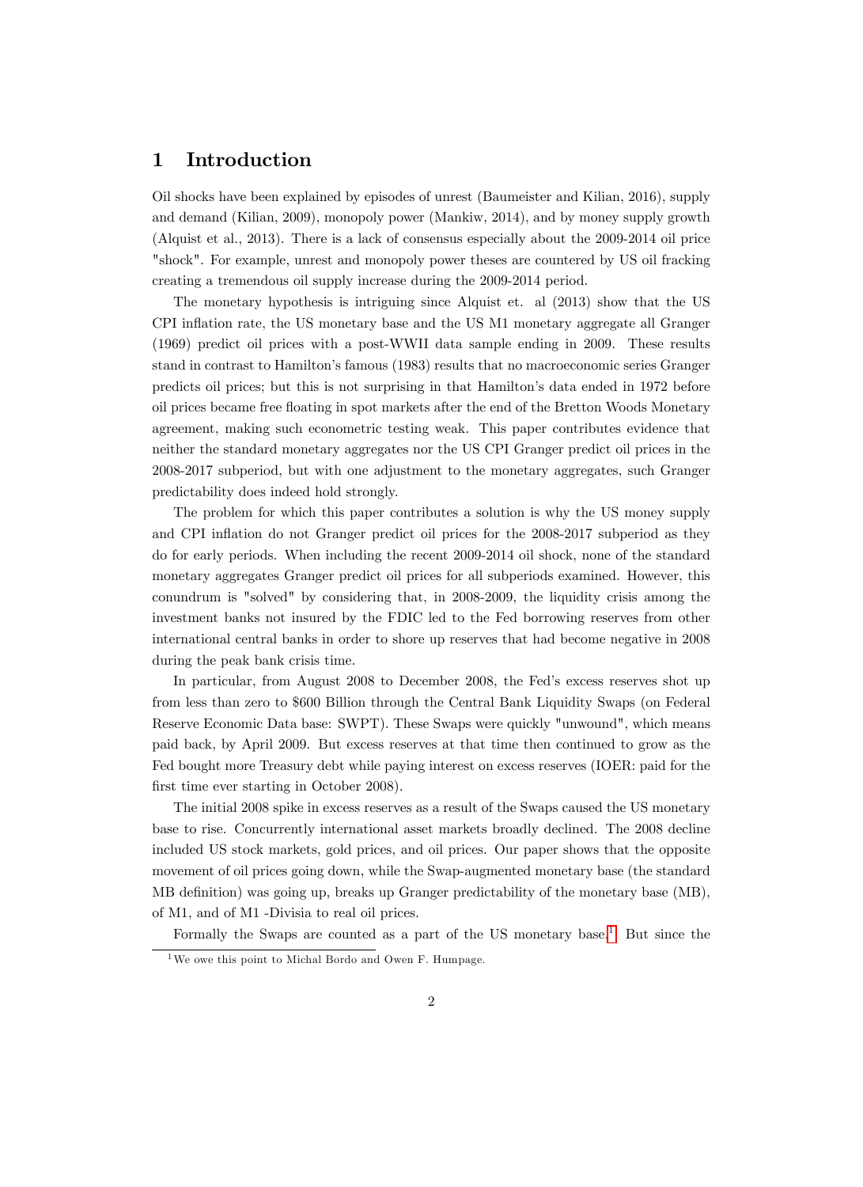# 1 Introduction

Oil shocks have been explained by episodes of unrest (Baumeister and Kilian, 2016), supply and demand (Kilian, 2009), monopoly power (Mankiw, 2014), and by money supply growth (Alquist et al., 2013). There is a lack of consensus especially about the 2009-2014 oil price "shock". For example, unrest and monopoly power theses are countered by US oil fracking creating a tremendous oil supply increase during the 2009-2014 period.

The monetary hypothesis is intriguing since Alquist et. al (2013) show that the US CPI inflation rate, the US monetary base and the US M1 monetary aggregate all Granger (1969) predict oil prices with a post-WWII data sample ending in 2009. These results stand in contrast to Hamilton's famous (1983) results that no macroeconomic series Granger predicts oil prices; but this is not surprising in that Hamilton's data ended in 1972 before oil prices became free floating in spot markets after the end of the Bretton Woods Monetary agreement, making such econometric testing weak. This paper contributes evidence that neither the standard monetary aggregates nor the US CPI Granger predict oil prices in the 2008-2017 subperiod, but with one adjustment to the monetary aggregates, such Granger predictability does indeed hold strongly.

The problem for which this paper contributes a solution is why the US money supply and CPI inflation do not Granger predict oil prices for the 2008-2017 subperiod as they do for early periods. When including the recent 2009-2014 oil shock, none of the standard monetary aggregates Granger predict oil prices for all subperiods examined. However, this conundrum is "solved" by considering that, in 2008-2009, the liquidity crisis among the investment banks not insured by the FDIC led to the Fed borrowing reserves from other international central banks in order to shore up reserves that had become negative in 2008 during the peak bank crisis time.

In particular, from August 2008 to December 2008, the Fed's excess reserves shot up from less than zero to $600 Billion through the Central Bank Liquidity Swaps (on Federal Reserve Economic Data base: SWPT). These Swaps were quickly "unwound", which means paid back, by April 2009. But excess reserves at that time then continued to grow as the Fed bought more Treasury debt while paying interest on excess reserves (IOER: paid for the first time ever starting in October 2008).

The initial 2008 spike in excess reserves as a result of the Swaps caused the US monetary base to rise. Concurrently international asset markets broadly declined. The 2008 decline included US stock markets, gold prices, and oil prices. Our paper shows that the opposite movement of oil prices going down, while the Swap-augmented monetary base (the standard MB definition) was going up, breaks up Granger predictability of the monetary base (MB), of M1, and of M1 -Divisia to real oil prices.

Formally the Swaps are counted as a part of the US monetary base.[1] But since the

[1] We owe this point to Michal Bordo and Owen F. Humpage.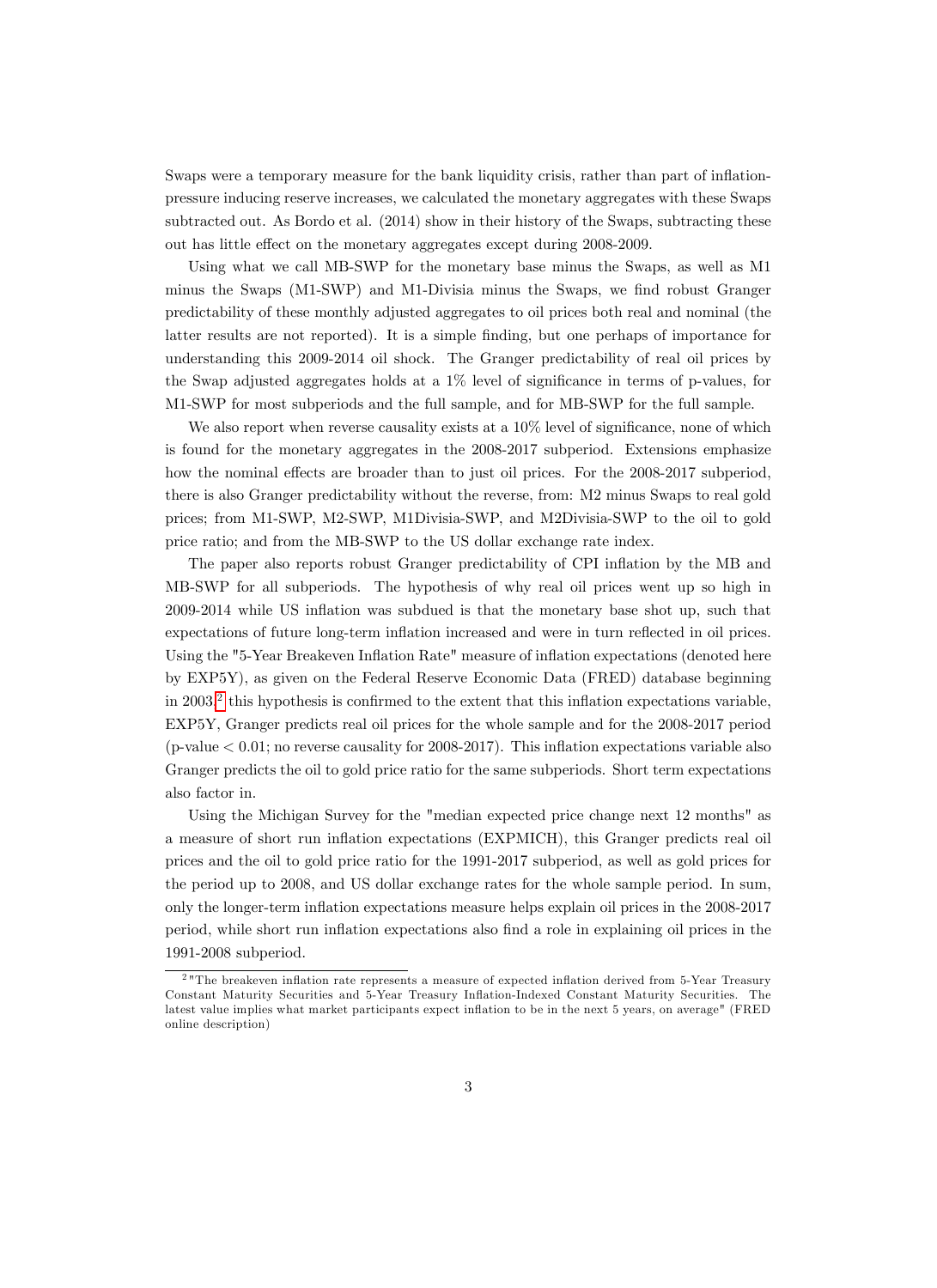Swaps were a temporary measure for the bank liquidity crisis, rather than part of inflation-pressure inducing reserve increases, we calculated the monetary aggregates with these Swaps subtracted out. As Bordo et al. (2014) show in their history of the Swaps, subtracting these out has little effect on the monetary aggregates except during 2008-2009.

Using what we call MB-SWP for the monetary base minus the Swaps, as well as M1 minus the Swaps (M1-SWP) and M1-Divisia minus the Swaps, we find robust Granger predictability of these monthly adjusted aggregates to oil prices both real and nominal (the latter results are not reported). It is a simple finding, but one perhaps of importance for understanding this 2009-2014 oil shock. The Granger predictability of real oil prices by the Swap adjusted aggregates holds at a 1% level of significance in terms of p-values, for M1-SWP for most subperiods and the full sample, and for MB-SWP for the full sample.

We also report when reverse causality exists at a 10% level of significance, none of which is found for the monetary aggregates in the 2008-2017 subperiod. Extensions emphasize how the nominal effects are broader than to just oil prices. For the 2008-2017 subperiod, there is also Granger predictability without the reverse, from: M2 minus Swaps to real gold prices; from M1-SWP, M2-SWP, M1Divisia-SWP, and M2Divisia-SWP to the oil to gold price ratio; and from the MB-SWP to the US dollar exchange rate index.

The paper also reports robust Granger predictability of CPI inflation by the MB and MB-SWP for all subperiods. The hypothesis of why real oil prices went up so high in 2009-2014 while US inflation was subdued is that the monetary base shot up, such that expectations of future long-term inflation increased and were in turn reflected in oil prices. Using the "5-Year Breakeven Inflation Rate" measure of inflation expectations (denoted here by EXP5Y), as given on the Federal Reserve Economic Data (FRED) database beginning in 2003,[2] this hypothesis is confirmed to the extent that this inflation expectations variable, EXP5Y, Granger predicts real oil prices for the whole sample and for the 2008-2017 period (p-value $< 0.01$; no reverse causality for 2008-2017). This inflation expectations variable also Granger predicts the oil to gold price ratio for the same subperiods. Short term expectations also factor in.

Using the Michigan Survey for the "median expected price change next 12 months" as a measure of short run inflation expectations (EXPMICH), this Granger predicts real oil prices and the oil to gold price ratio for the 1991-2017 subperiod, as well as gold prices for the period up to 2008, and US dollar exchange rates for the whole sample period. In sum, only the longer-term inflation expectations measure helps explain oil prices in the 2008-2017 period, while short run inflation expectations also find a role in explaining oil prices in the 1991-2008 subperiod.

[2] "The breakeven inflation rate represents a measure of expected inflation derived from 5-Year Treasury Constant Maturity Securities and 5-Year Treasury Inflation-Indexed Constant Maturity Securities. The latest value implies what market participants expect inflation to be in the next 5 years, on average" (FRED online description)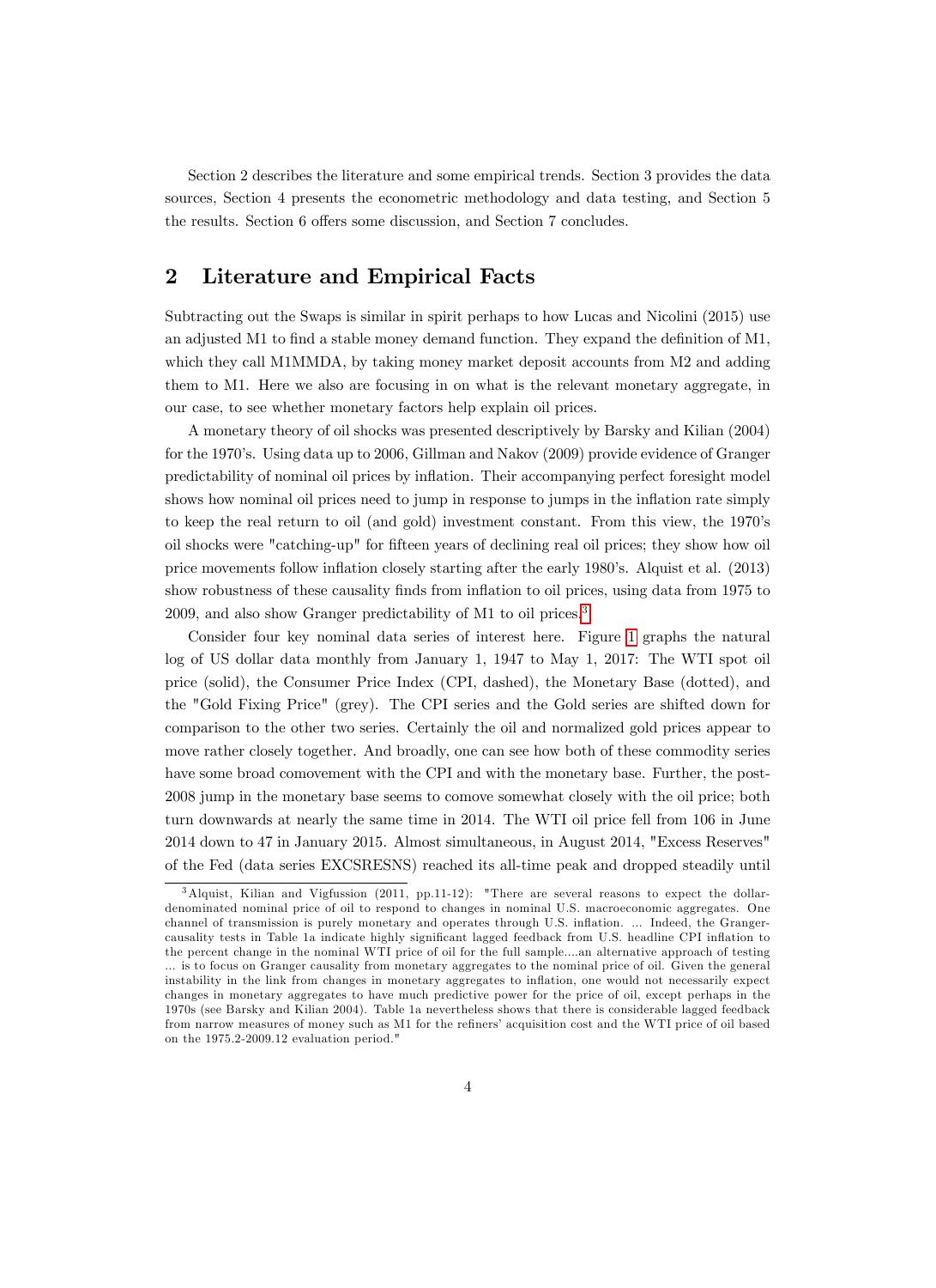Section 2 describes the literature and some empirical trends. Section 3 provides the data sources, Section 4 presents the econometric methodology and data testing, and Section 5 the results. Section 6 offers some discussion, and Section 7 concludes.

## 2 Literature and Empirical Facts

Subtracting out the Swaps is similar in spirit perhaps to how Lucas and Nicolini (2015) use an adjusted M1 to find a stable money demand function. They expand the definition of M1, which they call M1MMDA, by taking money market deposit accounts from M2 and adding them to M1. Here we also are focusing in on what is the relevant monetary aggregate, in our case, to see whether monetary factors help explain oil prices.

A monetary theory of oil shocks was presented descriptively by Barsky and Kilian (2004) for the 1970's. Using data up to 2006, Gillman and Nakov (2009) provide evidence of Granger predictability of nominal oil prices by inflation. Their accompanying perfect foresight model shows how nominal oil prices need to jump in response to jumps in the inflation rate simply to keep the real return to oil (and gold) investment constant. From this view, the 1970's oil shocks were "catching-up" for fifteen years of declining real oil prices; they show how oil price movements follow inflation closely starting after the early 1980's. Alquist et al. (2013) show robustness of these causality finds from inflation to oil prices, using data from 1975 to 2009, and also show Granger predictability of M1 to oil prices.[3]

Consider four key nominal data series of interest here. Figure 1 graphs the natural log of US dollar data monthly from January 1, 1947 to May 1, 2017: The WTI spot oil price (solid), the Consumer Price Index (CPI, dashed), the Monetary Base (dotted), and the "Gold Fixing Price" (grey). The CPI series and the Gold series are shifted down for comparison to the other two series. Certainly the oil and normalized gold prices appear to move rather closely together. And broadly, one can see how both of these commodity series have some broad comovement with the CPI and with the monetary base. Further, the post-2008 jump in the monetary base seems to comove somewhat closely with the oil price; both turn downwards at nearly the same time in 2014. The WTI oil price fell from 106 in June 2014 down to 47 in January 2015. Almost simultaneous, in August 2014, "Excess Reserves" of the Fed (data series EXCSRESNS) reached its all-time peak and dropped steadily until

[3] Alquist, Kilian and Vigfussion (2011, pp.11-12): "There are several reasons to expect the dollar-denominated nominal price of oil to respond to changes in nominal U.S. macroeconomic aggregates. One channel of transmission is purely monetary and operates through U.S. inflation. ... Indeed, the Granger-causality tests in Table 1a indicate highly significant lagged feedback from U.S. headline CPI inflation to the percent change in the nominal WTI price of oil for the full sample....an alternative approach of testing ... is to focus on Granger causality from monetary aggregates to the nominal price of oil. Given the general instability in the link from changes in monetary aggregates to inflation, one would not necessarily expect changes in monetary aggregates to have much predictive power for the price of oil, except perhaps in the 1970s (see Barsky and Kilian 2004). Table 1a nevertheless shows that there is considerable lagged feedback from narrow measures of money such as M1 for the refiners' acquisition cost and the WTI price of oil based on the 1975.2-2009.12 evaluation period."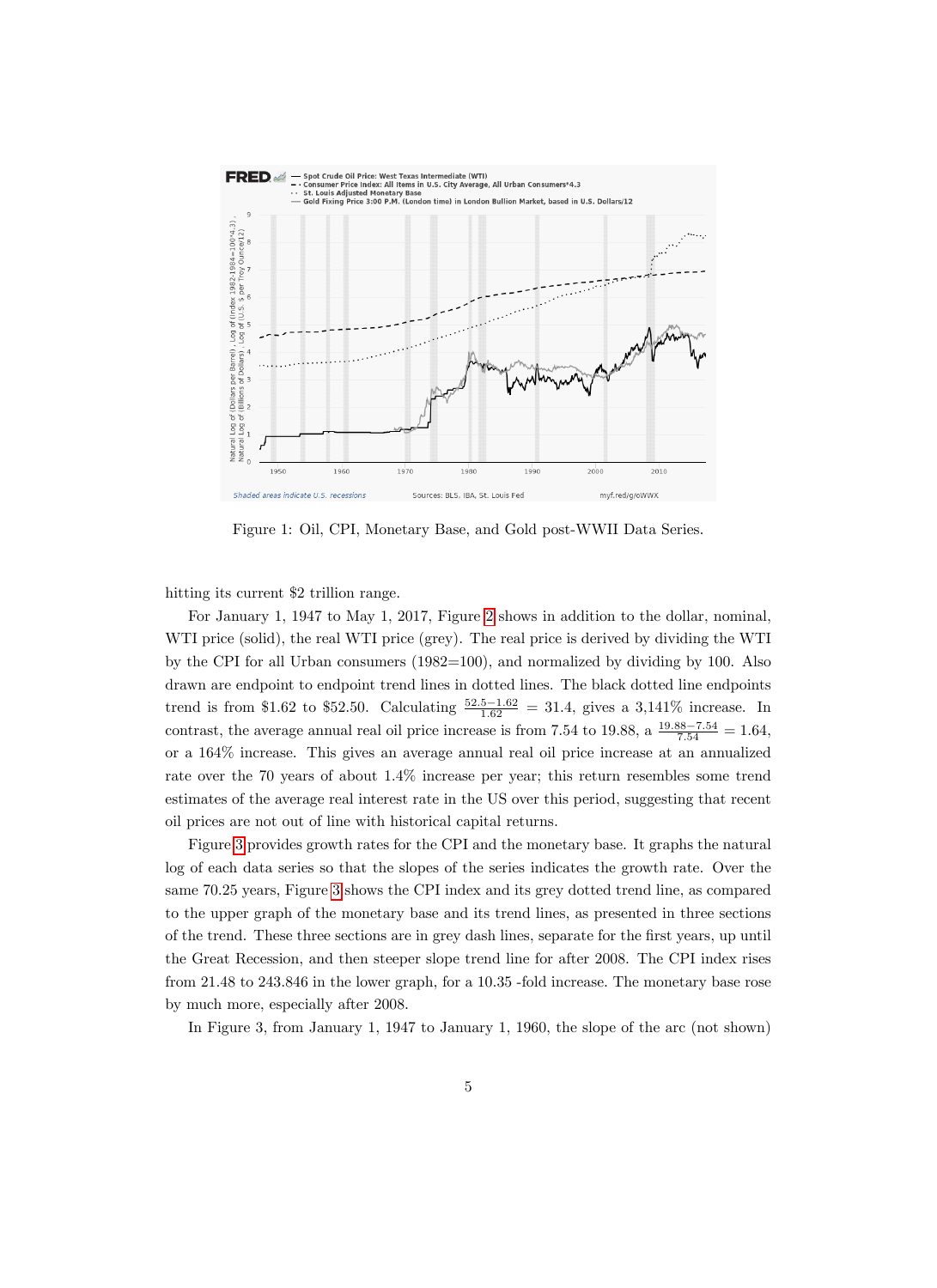Figure 1: Oil, CPI, Monetary Base, and Gold post-WWII Data Series.

hitting its current $2 trillion range.

For January 1, 1947 to May 1, 2017, Figure 2 shows in addition to the dollar, nominal, WTI price (solid), the real WTI price (grey). The real price is derived by dividing the WTI by the CPI for all Urban consumers (1982=100), and normalized by dividing by 100. Also drawn are endpoint to endpoint trend lines in dotted lines. The black dotted line endpoints trend is from $1.62 to $52.50. Calculating $\frac{52.5-1.62}{1.62} = 31.4$, gives a 3,141% increase. In contrast, the average annual real oil price increase is from 7.54 to 19.88, a $\frac{19.88-7.54}{7.54} = 1.64$, or a 164% increase. This gives an average annual real oil price increase at an annualized rate over the 70 years of about 1.4% increase per year; this return resembles some trend estimates of the average real interest rate in the US over this period, suggesting that recent oil prices are not out of line with historical capital returns.

Figure 3 provides growth rates for the CPI and the monetary base. It graphs the natural log of each data series so that the slopes of the series indicates the growth rate. Over the same 70.25 years, Figure 3 shows the CPI index and its grey dotted trend line, as compared to the upper graph of the monetary base and its trend lines, as presented in three sections of the trend. These three sections are in grey dash lines, separate for the first years, up until the Great Recession, and then steeper slope trend line for after 2008. The CPI index rises from 21.48 to 243.846 in the lower graph, for a 10.35 -fold increase. The monetary base rose by much more, especially after 2008.

In Figure 3, from January 1, 1947 to January 1, 1960, the slope of the arc (not shown)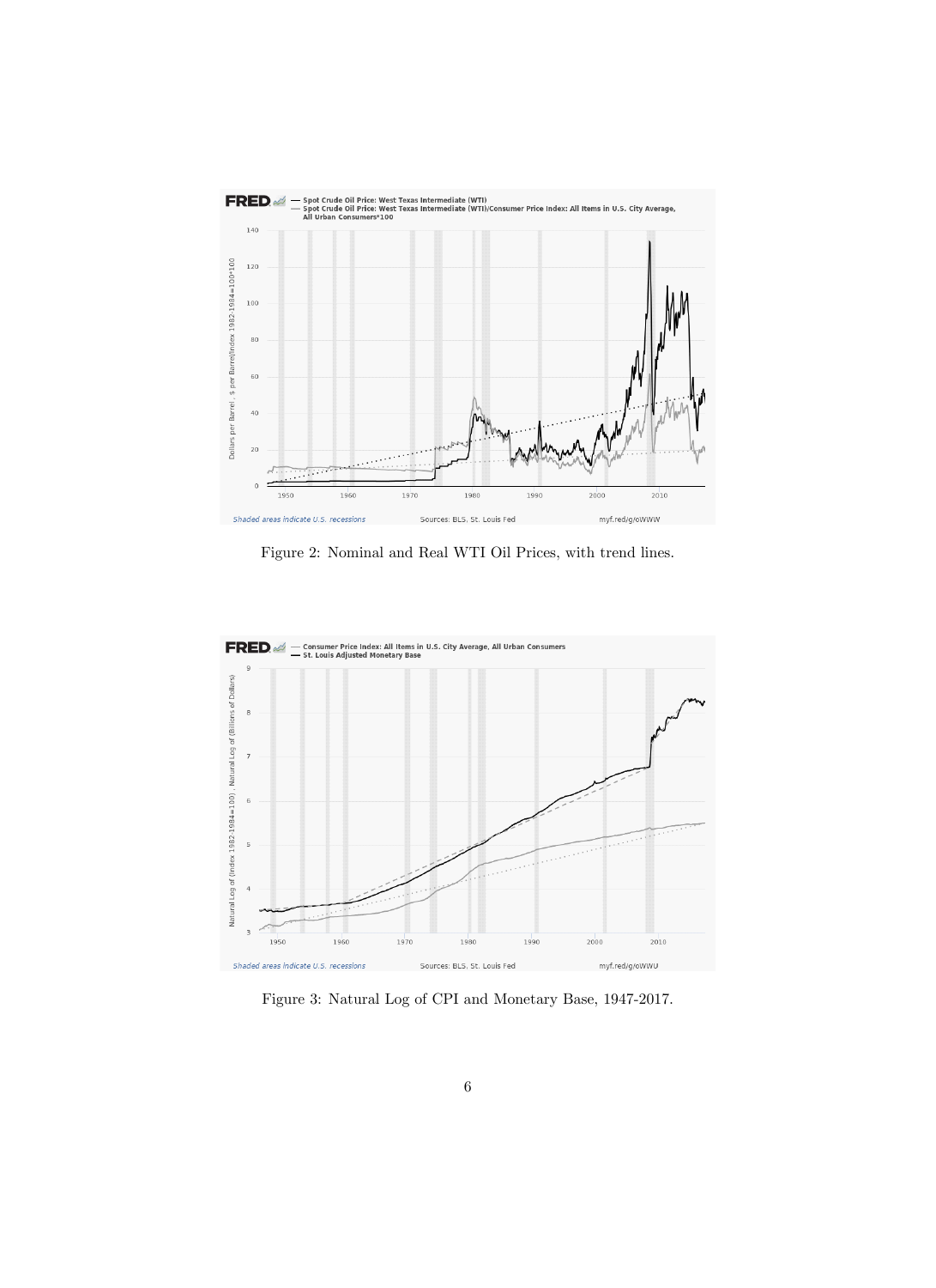Figure 2: Nominal and Real WTI Oil Prices, with trend lines.

Figure 3: Natural Log of CPI and Monetary Base, 1947-2017.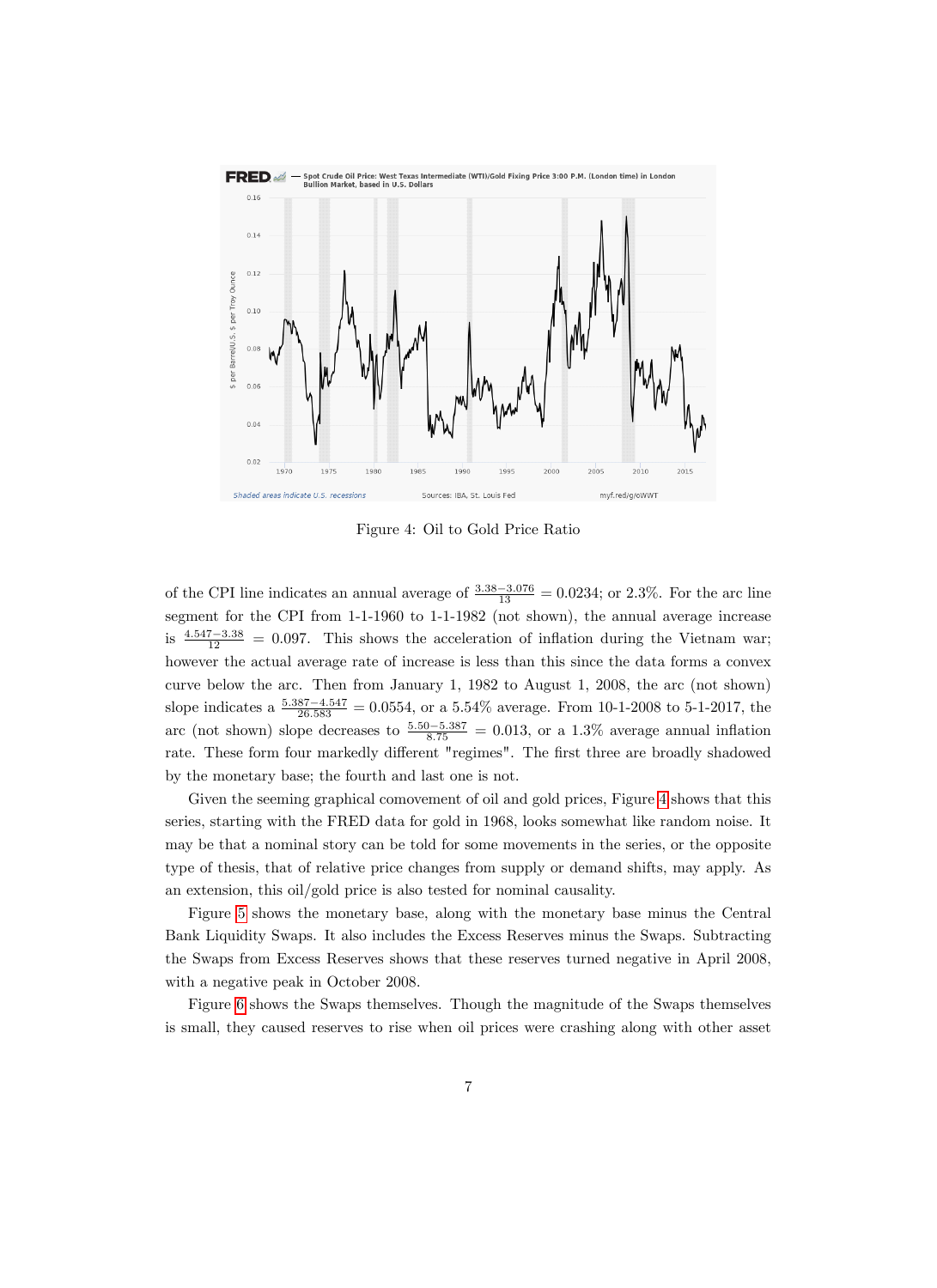Figure 4: Oil to Gold Price Ratio

of the CPI line indicates an annual average of $\frac{3.38-3.076}{13} = 0.0234$; or 2.3%. For the arc line segment for the CPI from 1-1-1960 to 1-1-1982 (not shown), the annual average increase is $\frac{4.547-3.38}{12} = 0.097$. This shows the acceleration of inflation during the Vietnam war; however the actual average rate of increase is less than this since the data forms a convex curve below the arc. Then from January 1, 1982 to August 1, 2008, the arc (not shown) slope indicates a $\frac{5.387-4.547}{26.583} = 0.0554$, or a 5.54% average. From 10-1-2008 to 5-1-2017, the arc (not shown) slope decreases to $\frac{5.50-5.387}{8.75} = 0.013$, or a 1.3% average annual inflation rate. These form four markedly different "regimes". The first three are broadly shadowed by the monetary base; the fourth and last one is not.

Given the seeming graphical comovement of oil and gold prices, Figure 4 shows that this series, starting with the FRED data for gold in 1968, looks somewhat like random noise. It may be that a nominal story can be told for some movements in the series, or the opposite type of thesis, that of relative price changes from supply or demand shifts, may apply. As an extension, this oil/gold price is also tested for nominal causality.

Figure 5 shows the monetary base, along with the monetary base minus the Central Bank Liquidity Swaps. It also includes the Excess Reserves minus the Swaps. Subtracting the Swaps from Excess Reserves shows that these reserves turned negative in April 2008, with a negative peak in October 2008.

Figure 6 shows the Swaps themselves. Though the magnitude of the Swaps themselves is small, they caused reserves to rise when oil prices were crashing along with other asset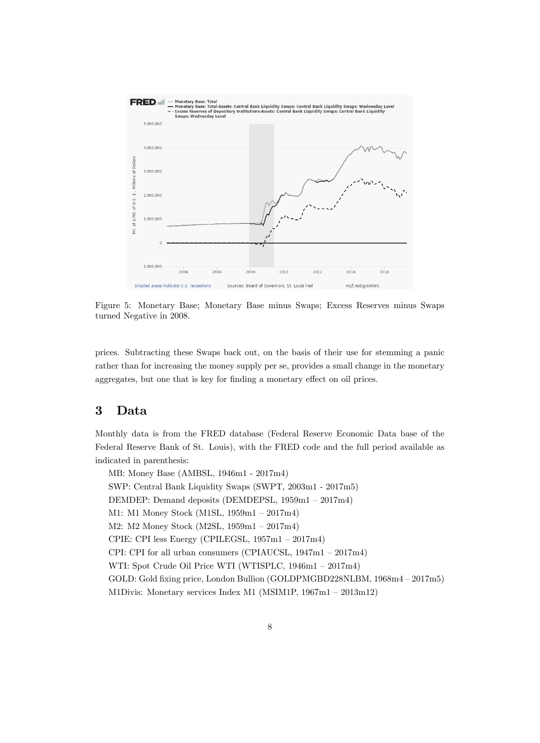Figure 5: Monetary Base; Monetary Base minus Swaps; Excess Reserves minus Swaps turned Negative in 2008.

prices. Subtracting these Swaps back out, on the basis of their use for stemming a panic rather than for increasing the money supply per se, provides a small change in the monetary aggregates, but one that is key for finding a monetary effect on oil prices.

# 3 Data

Monthly data is from the FRED database (Federal Reserve Economic Data base of the Federal Reserve Bank of St. Louis), with the FRED code and the full period available as indicated in parenthesis:

MB: Money Base (AMBSL, 1946m1 - 2017m4)

SWP: Central Bank Liquidity Swaps (SWPT, 2003m1 - 2017m5)

DEMDEP: Demand deposits (DEMDEPSL, 1959m1 – 2017m4)

M1: M1 Money Stock (M1SL, 1959m1 – 2017m4)

M2: M2 Money Stock (M2SL, 1959m1 – 2017m4)

CPIE: CPI less Energy (CPILEGSL, 1957m1 – 2017m4)

CPI: CPI for all urban consumers (CPIAUCSL, 1947m1 – 2017m4)

WTI: Spot Crude Oil Price WTI (WTISPLC, 1946m1 – 2017m4)

GOLD: Gold fixing price, London Bullion (GOLDPMGBD228NLBM, 1968m4 – 2017m5)

M1Divis: Monetary services Index M1 (MSIM1P, 1967m1 – 2013m12)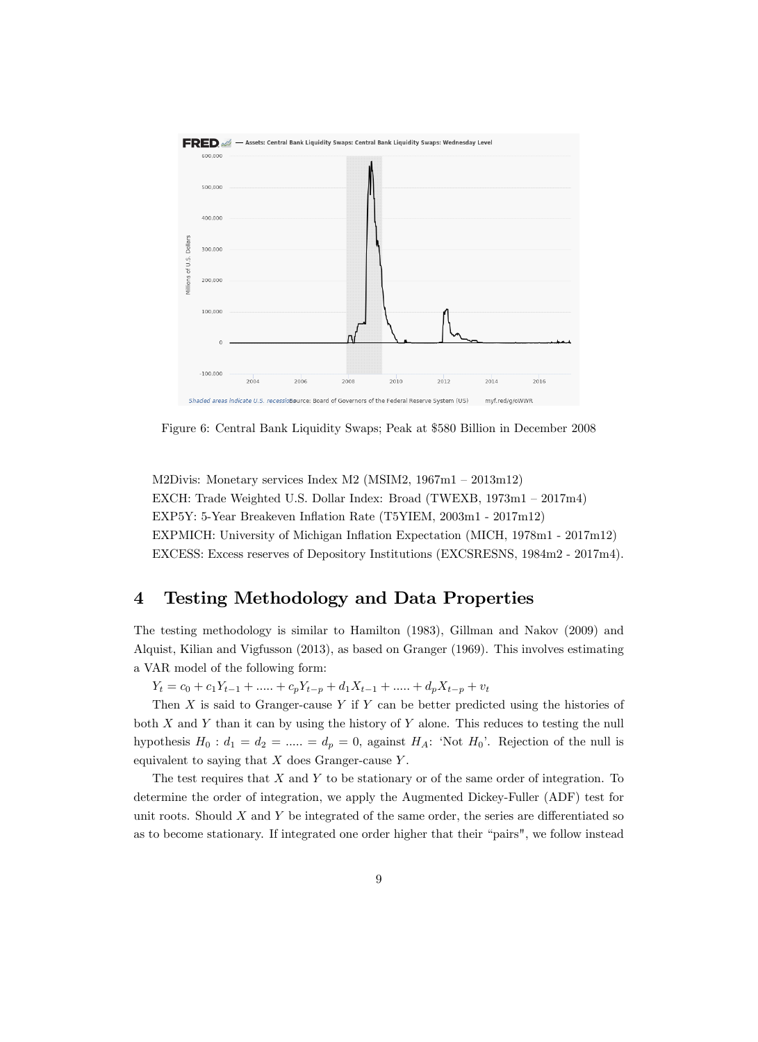Figure 6: Central Bank Liquidity Swaps; Peak at $580 Billion in December 2008

M2Divis: Monetary services Index M2 (MSIM2, 1967m1 – 2013m12)
EXCH: Trade Weighted U.S. Dollar Index: Broad (TWEXB, 1973m1 – 2017m4)
EXP5Y: 5-Year Breakeven Inflation Rate (T5YIEM, 2003m1 - 2017m12)
EXPMICH: University of Michigan Inflation Expectation (MICH, 1978m1 - 2017m12)
EXCESS: Excess reserves of Depository Institutions (EXCSRESNS, 1984m2 - 2017m4).

## 4 Testing Methodology and Data Properties

The testing methodology is similar to Hamilton (1983), Gillman and Nakov (2009) and Alquist, Kilian and Vigfusson (2013), as based on Granger (1969). This involves estimating a VAR model of the following form:

$Y_t = c_0 + c_1 Y_{t-1} + ..... + c_p Y_{t-p} + d_1 X_{t-1} + ..... + d_p X_{t-p} + v_t$

Then $X$ is said to Granger-cause $Y$ if $Y$ can be better predicted using the histories of both $X$ and $Y$ than it can by using the history of $Y$ alone. This reduces to testing the null hypothesis $H_0 : d_1 = d_2 = ..... = d_p = 0$, against $H_A$: 'Not $H_0$'. Rejection of the null is equivalent to saying that $X$ does Granger-cause $Y$.

The test requires that $X$ and $Y$ to be stationary or of the same order of integration. To determine the order of integration, we apply the Augmented Dickey-Fuller (ADF) test for unit roots. Should $X$ and $Y$ be integrated of the same order, the series are differentiated so as to become stationary. If integrated one order higher that their "pairs", we follow instead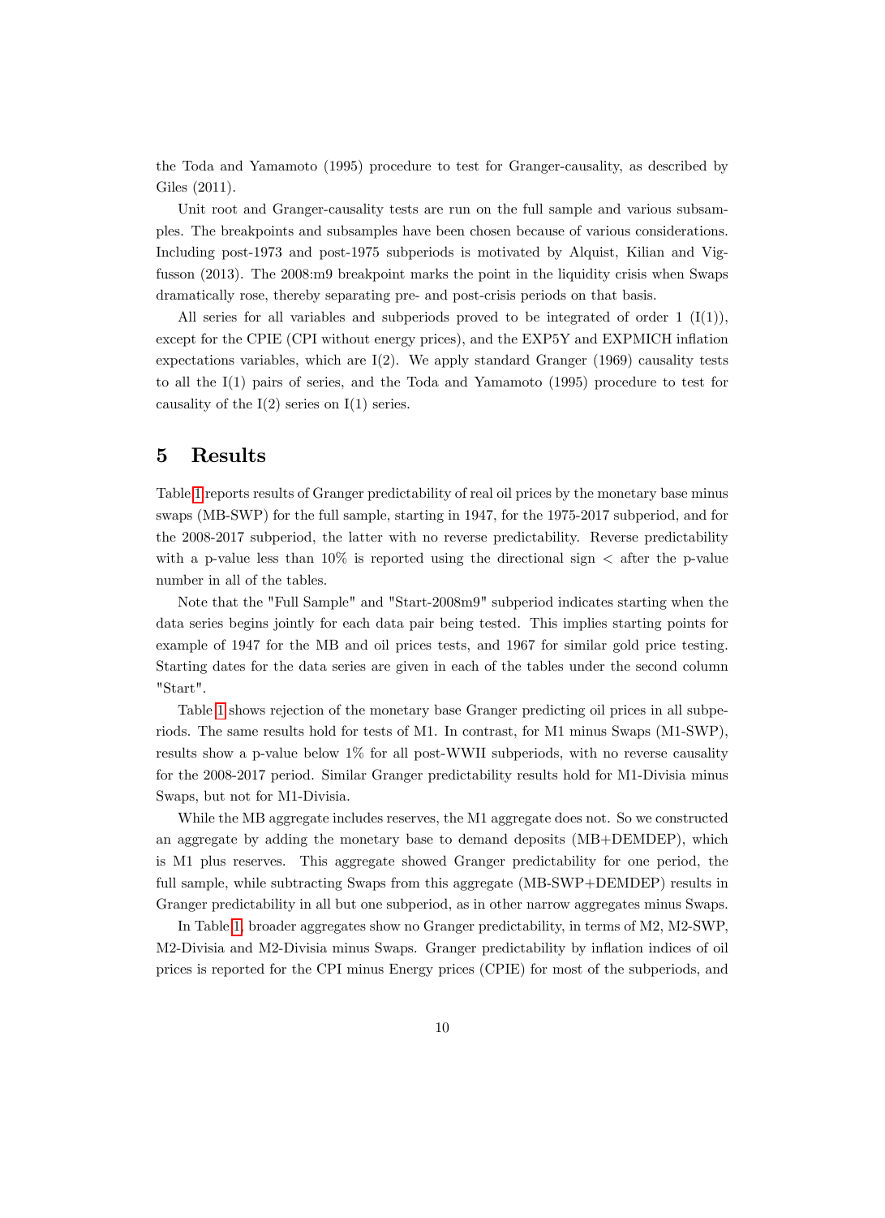the Toda and Yamamoto (1995) procedure to test for Granger-causality, as described by Giles (2011).

Unit root and Granger-causality tests are run on the full sample and various subsamples. The breakpoints and subsamples have been chosen because of various considerations. Including post-1973 and post-1975 subperiods is motivated by Alquist, Kilian and Vigfusson (2013). The 2008:m9 breakpoint marks the point in the liquidity crisis when Swaps dramatically rose, thereby separating pre- and post-crisis periods on that basis.

All series for all variables and subperiods proved to be integrated of order 1 (I(1)), except for the CPIE (CPI without energy prices), and the EXP5Y and EXPMICH inflation expectations variables, which are I(2). We apply standard Granger (1969) causality tests to all the I(1) pairs of series, and the Toda and Yamamoto (1995) procedure to test for causality of the I(2) series on I(1) series.

# 5 Results

Table 1 reports results of Granger predictability of real oil prices by the monetary base minus swaps (MB-SWP) for the full sample, starting in 1947, for the 1975-2017 subperiod, and for the 2008-2017 subperiod, the latter with no reverse predictability. Reverse predictability with a p-value less than 10% is reported using the directional sign < after the p-value number in all of the tables.

Note that the "Full Sample" and "Start-2008m9" subperiod indicates starting when the data series begins jointly for each data pair being tested. This implies starting points for example of 1947 for the MB and oil prices tests, and 1967 for similar gold price testing. Starting dates for the data series are given in each of the tables under the second column "Start".

Table 1 shows rejection of the monetary base Granger predicting oil prices in all subperiods. The same results hold for tests of M1. In contrast, for M1 minus Swaps (M1-SWP), results show a p-value below 1% for all post-WWII subperiods, with no reverse causality for the 2008-2017 period. Similar Granger predictability results hold for M1-Divisia minus Swaps, but not for M1-Divisia.

While the MB aggregate includes reserves, the M1 aggregate does not. So we constructed an aggregate by adding the monetary base to demand deposits (MB+DEMDEP), which is M1 plus reserves. This aggregate showed Granger predictability for one period, the full sample, while subtracting Swaps from this aggregate (MB-SWP+DEMDEP) results in Granger predictability in all but one subperiod, as in other narrow aggregates minus Swaps.

In Table 1, broader aggregates show no Granger predictability, in terms of M2, M2-SWP, M2-Divisia and M2-Divisia minus Swaps. Granger predictability by inflation indices of oil prices is reported for the CPI minus Energy prices (CPIE) for most of the subperiods, and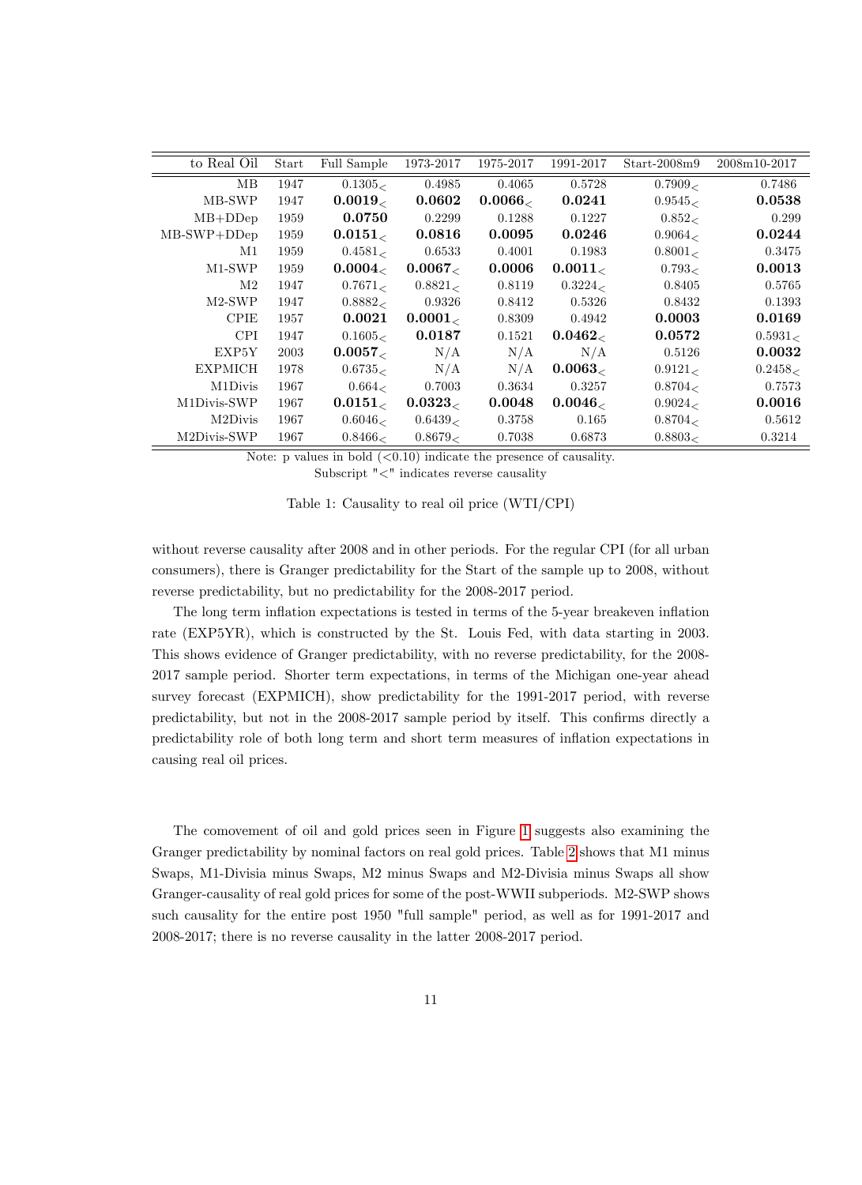| to Real Oil | Start | Full Sample | 1973-2017 | 1975-2017 | 1991-2017 | Start-2008m9 | 2008m10-2017 |
|---|---|---|---|---|---|---|---|
| MB | 1947 | $0.1305_<$ | 0.4985 | 0.4065 | 0.5728 | $0.7909_<$ | 0.7486 |
| MB-SWP | 1947 | $\mathbf{0.0019}_<$ | **0.0602** | $\mathbf{0.0066}_<$ | **0.0241** | $0.9545_<$ | **0.0538** |
| MB+DDep | 1959 | **0.0750** | 0.2299 | 0.1288 | 0.1227 | $0.852_<$ | 0.299 |
| MB-SWP+DDep | 1959 | $\mathbf{0.0151}_<$ | **0.0816** | **0.0095** | **0.0246** | $0.9064_<$ | **0.0244** |
| M1 | 1959 | $0.4581_<$ | 0.6533 | 0.4001 | 0.1983 | $0.8001_<$ | 0.3475 |
| M1-SWP | 1959 | $\mathbf{0.0004}_<$ | $\mathbf{0.0067}_<$ | **0.0006** | $\mathbf{0.0011}_<$ | $0.793_<$ | **0.0013** |
| M2 | 1947 | $0.7671_<$ | $0.8821_<$ | 0.8119 | $0.3224_<$ | 0.8405 | 0.5765 |
| M2-SWP | 1947 | $0.8882_<$ | 0.9326 | 0.8412 | 0.5326 | 0.8432 | 0.1393 |
| CPIE | 1957 | **0.0021** | $\mathbf{0.0001}_<$ | 0.8309 | 0.4942 | **0.0003** | **0.0169** |
| CPI | 1947 | $0.1605_<$ | **0.0187** | 0.1521 | $\mathbf{0.0462}_<$ | **0.0572** | $0.5931_<$ |
| EXP5Y | 2003 | $\mathbf{0.0057}_<$ | N/A | N/A | N/A | 0.5126 | **0.0032** |
| EXPMICH | 1978 | $0.6735_<$ | N/A | N/A | $\mathbf{0.0063}_<$ | $0.9121_<$ | $0.2458_<$ |
| M1Divis | 1967 | $0.664_<$ | 0.7003 | 0.3634 | 0.3257 | $0.8704_<$ | 0.7573 |
| M1Divis-SWP | 1967 | $\mathbf{0.0151}_<$ | $\mathbf{0.0323}_<$ | **0.0048** | $\mathbf{0.0046}_<$ | $0.9024_<$ | **0.0016** |
| M2Divis | 1967 | $0.6046_<$ | $0.6439_<$ | 0.3758 | 0.165 | $0.8704_<$ | 0.5612 |
| M2Divis-SWP | 1967 | $0.8466_<$ | $0.8679_<$ | 0.7038 | 0.6873 | $0.8803_<$ | 0.3214 |

Note: p values in bold (<0.10) indicate the presence of causality.
Subscript "<" indicates reverse causality

Table 1: Causality to real oil price (WTI/CPI)

without reverse causality after 2008 and in other periods. For the regular CPI (for all urban consumers), there is Granger predictability for the Start of the sample up to 2008, without reverse predictability, but no predictability for the 2008-2017 period.

The long term inflation expectations is tested in terms of the 5-year breakeven inflation rate (EXP5YR), which is constructed by the St. Louis Fed, with data starting in 2003. This shows evidence of Granger predictability, with no reverse predictability, for the 2008-2017 sample period. Shorter term expectations, in terms of the Michigan one-year ahead survey forecast (EXPMICH), show predictability for the 1991-2017 period, with reverse predictability, but not in the 2008-2017 sample period by itself. This confirms directly a predictability role of both long term and short term measures of inflation expectations in causing real oil prices.

The comovement of oil and gold prices seen in Figure 1 suggests also examining the Granger predictability by nominal factors on real gold prices. Table 2 shows that M1 minus Swaps, M1-Divisia minus Swaps, M2 minus Swaps and M2-Divisia minus Swaps all show Granger-causality of real gold prices for some of the post-WWII subperiods. M2-SWP shows such causality for the entire post 1950 "full sample" period, as well as for 1991-2017 and 2008-2017; there is no reverse causality in the latter 2008-2017 period.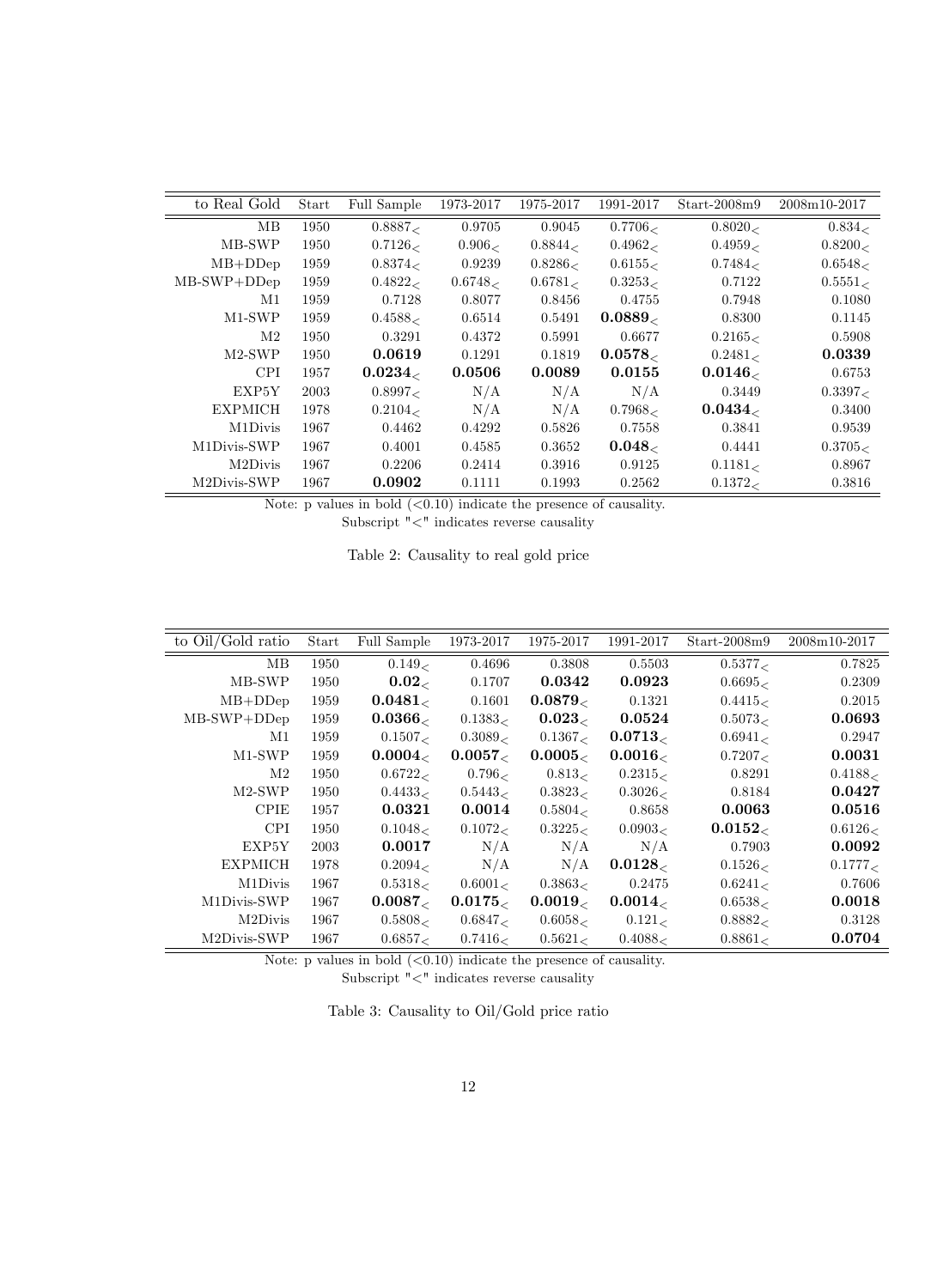| to Real Gold | Start | Full Sample | 1973-2017 | 1975-2017 | 1991-2017 | Start-2008m9 | 2008m10-2017 |
|---|---|---|---|---|---|---|---|
| MB | 1950 | $0.8887_<$ | 0.9705 | 0.9045 | $0.7706_<$ | $0.8020_<$ | $0.834_<$ |
| MB-SWP | 1950 | $0.7126_<$ | $0.906_<$ | $0.8844_<$ | $0.4962_<$ | $0.4959_<$ | $0.8200_<$ |
| MB+DDep | 1959 | $0.8374_<$ | 0.9239 | $0.8286_<$ | $0.6155_<$ | $0.7484_<$ | $0.6548_<$ |
| MB-SWP+DDep | 1959 | $0.4822_<$ | $0.6748_<$ | $0.6781_<$ | $0.3253_<$ | 0.7122 | $0.5551_<$ |
| M1 | 1959 | 0.7128 | 0.8077 | 0.8456 | 0.4755 | 0.7948 | 0.1080 |
| M1-SWP | 1959 | $0.4588_<$ | 0.6514 | 0.5491 | $\mathbf{0.0889}_<$ | 0.8300 | 0.1145 |
| M2 | 1950 | 0.3291 | 0.4372 | 0.5991 | 0.6677 | $0.2165_<$ | 0.5908 |
| M2-SWP | 1950 | **0.0619** | 0.1291 | 0.1819 | $\mathbf{0.0578}_<$ | $0.2481_<$ | **0.0339** |
| CPI | 1957 | $\mathbf{0.0234}_<$ | **0.0506** | **0.0089** | **0.0155** | $\mathbf{0.0146}_<$ | 0.6753 |
| EXP5Y | 2003 | $0.8997_<$ | N/A | N/A | N/A | 0.3449 | $0.3397_<$ |
| EXPMICH | 1978 | $0.2104_<$ | N/A | N/A | $0.7968_<$ | $\mathbf{0.0434}_<$ | 0.3400 |
| M1Divis | 1967 | 0.4462 | 0.4292 | 0.5826 | 0.7558 | 0.3841 | 0.9539 |
| M1Divis-SWP | 1967 | 0.4001 | 0.4585 | 0.3652 | $\mathbf{0.048}_<$ | 0.4441 | $0.3705_<$ |
| M2Divis | 1967 | 0.2206 | 0.2414 | 0.3916 | 0.9125 | $0.1181_<$ | 0.8967 |
| M2Divis-SWP | 1967 | **0.0902** | 0.1111 | 0.1993 | 0.2562 | $0.1372_<$ | 0.3816 |

Note: p values in bold (<0.10) indicate the presence of causality.
Subscript "<" indicates reverse causality

Table 2: Causality to real gold price

| to Oil/Gold ratio | Start | Full Sample | 1973-2017 | 1975-2017 | 1991-2017 | Start-2008m9 | 2008m10-2017 |
|---|---|---|---|---|---|---|---|
| MB | 1950 | $0.149_<$ | 0.4696 | 0.3808 | 0.5503 | $0.5377_<$ | 0.7825 |
| MB-SWP | 1950 | $\mathbf{0.02}_<$ | 0.1707 | **0.0342** | **0.0923** | $0.6695_<$ | 0.2309 |
| MB+DDep | 1959 | $\mathbf{0.0481}_<$ | 0.1601 | $\mathbf{0.0879}_<$ | 0.1321 | $0.4415_<$ | 0.2015 |
| MB-SWP+DDep | 1959 | $\mathbf{0.0366}_<$ | $0.1383_<$ | $\mathbf{0.023}_<$ | **0.0524** | $0.5073_<$ | **0.0693** |
| M1 | 1959 | $0.1507_<$ | $0.3089_<$ | $0.1367_<$ | $\mathbf{0.0713}_<$ | $0.6941_<$ | 0.2947 |
| M1-SWP | 1959 | $\mathbf{0.0004}_<$ | $\mathbf{0.0057}_<$ | $\mathbf{0.0005}_<$ | $\mathbf{0.0016}_<$ | $0.7207_<$ | **0.0031** |
| M2 | 1950 | $0.6722_<$ | $0.796_<$ | $0.813_<$ | $0.2315_<$ | 0.8291 | $0.4188_<$ |
| M2-SWP | 1950 | $0.4433_<$ | $0.5443_<$ | $0.3823_<$ | $0.3026_<$ | 0.8184 | **0.0427** |
| CPIE | 1957 | **0.0321** | **0.0014** | $0.5804_<$ | 0.8658 | **0.0063** | **0.0516** |
| CPI | 1950 | $0.1048_<$ | $0.1072_<$ | $0.3225_<$ | $0.0903_<$ | $\mathbf{0.0152}_<$ | $0.6126_<$ |
| EXP5Y | 2003 | **0.0017** | N/A | N/A | N/A | 0.7903 | **0.0092** |
| EXPMICH | 1978 | $0.2094_<$ | N/A | N/A | $\mathbf{0.0128}_<$ | $0.1526_<$ | $0.1777_<$ |
| M1Divis | 1967 | $0.5318_<$ | $0.6001_<$ | $0.3863_<$ | 0.2475 | $0.6241_<$ | 0.7606 |
| M1Divis-SWP | 1967 | $\mathbf{0.0087}_<$ | $\mathbf{0.0175}_<$ | $\mathbf{0.0019}_<$ | $\mathbf{0.0014}_<$ | $0.6538_<$ | **0.0018** |
| M2Divis | 1967 | $0.5808_<$ | $0.6847_<$ | $0.6058_<$ | $0.121_<$ | $0.8882_<$ | 0.3128 |
| M2Divis-SWP | 1967 | $0.6857_<$ | $0.7416_<$ | $0.5621_<$ | $0.4088_<$ | $0.8861_<$ | **0.0704** |

Note: p values in bold (<0.10) indicate the presence of causality.
Subscript "<" indicates reverse causality

Table 3: Causality to Oil/Gold price ratio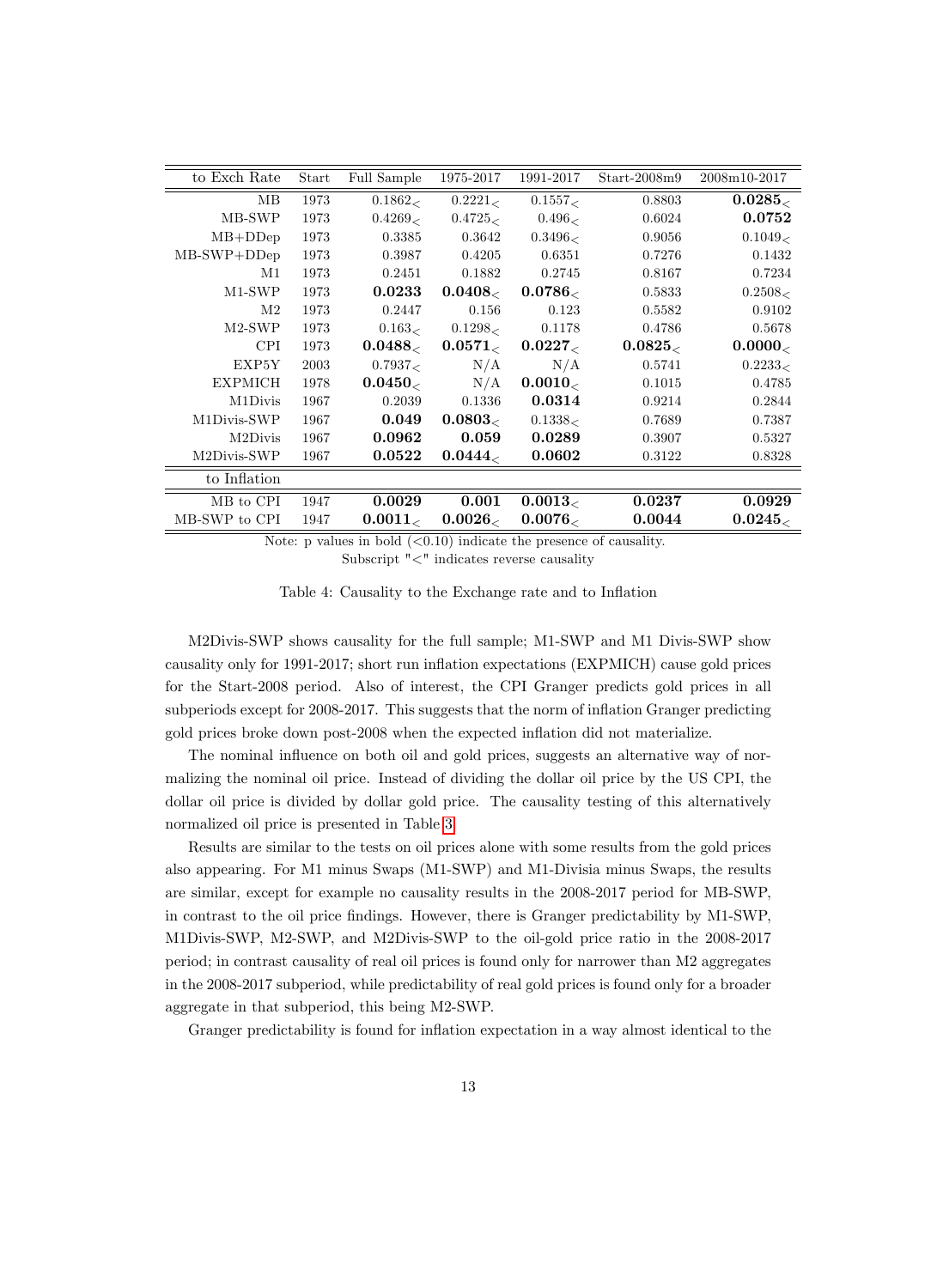| to Exch Rate | Start | Full Sample | 1975-2017 | 1991-2017 | Start-2008m9 | 2008m10-2017 |
|---|---|---|---|---|---|---|
| MB | 1973 | $0.1862_<$ | $0.2221_<$ | $0.1557_<$ | 0.8803 | $\mathbf{0.0285_<}$ |
| MB-SWP | 1973 | $0.4269_<$ | $0.4725_<$ | $0.496_<$ | 0.6024 | **0.0752** |
| MB+DDep | 1973 | 0.3385 | 0.3642 | $0.3496_<$ | 0.9056 | $0.1049_<$ |
| MB-SWP+DDep | 1973 | 0.3987 | 0.4205 | 0.6351 | 0.7276 | 0.1432 |
| M1 | 1973 | 0.2451 | 0.1882 | 0.2745 | 0.8167 | 0.7234 |
| M1-SWP | 1973 | **0.0233** | $\mathbf{0.0408_<}$ | $\mathbf{0.0786_<}$ | 0.5833 | $0.2508_<$ |
| M2 | 1973 | 0.2447 | 0.156 | 0.123 | 0.5582 | 0.9102 |
| M2-SWP | 1973 | $0.163_<$ | $0.1298_<$ | 0.1178 | 0.4786 | 0.5678 |
| CPI | 1973 | $\mathbf{0.0488_<}$ | $\mathbf{0.0571_<}$ | $\mathbf{0.0227_<}$ | $\mathbf{0.0825_<}$ | $\mathbf{0.0000_<}$ |
| EXP5Y | 2003 | $0.7937_<$ | N/A | N/A | 0.5741 | $0.2233_<$ |
| EXPMICH | 1978 | $\mathbf{0.0450_<}$ | N/A | $\mathbf{0.0010_<}$ | 0.1015 | 0.4785 |
| M1Divis | 1967 | 0.2039 | 0.1336 | **0.0314** | 0.9214 | 0.2844 |
| M1Divis-SWP | 1967 | **0.049** | $\mathbf{0.0803_<}$ | $0.1338_<$ | 0.7689 | 0.7387 |
| M2Divis | 1967 | **0.0962** | **0.059** | **0.0289** | 0.3907 | 0.5327 |
| M2Divis-SWP | 1967 | **0.0522** | $\mathbf{0.0444_<}$ | **0.0602** | 0.3122 | 0.8328 |
| to Inflation | | | | | | |
| MB to CPI | 1947 | **0.0029** | **0.001** | $\mathbf{0.0013_<}$ | **0.0237** | **0.0929** |
| MB-SWP to CPI | 1947 | $\mathbf{0.0011_<}$ | $\mathbf{0.0026_<}$ | $\mathbf{0.0076_<}$ | **0.0044** | $\mathbf{0.0245_<}$ |

Note: p values in bold (<0.10) indicate the presence of causality.
Subscript "<" indicates reverse causality

Table 4: Causality to the Exchange rate and to Inflation

M2Divis-SWP shows causality for the full sample; M1-SWP and M1 Divis-SWP show causality only for 1991-2017; short run inflation expectations (EXPMICH) cause gold prices for the Start-2008 period. Also of interest, the CPI Granger predicts gold prices in all subperiods except for 2008-2017. This suggests that the norm of inflation Granger predicting gold prices broke down post-2008 when the expected inflation did not materialize.

The nominal influence on both oil and gold prices, suggests an alternative way of normalizing the nominal oil price. Instead of dividing the dollar oil price by the US CPI, the dollar oil price is divided by dollar gold price. The causality testing of this alternatively normalized oil price is presented in Table 3.

Results are similar to the tests on oil prices alone with some results from the gold prices also appearing. For M1 minus Swaps (M1-SWP) and M1-Divisia minus Swaps, the results are similar, except for example no causality results in the 2008-2017 period for MB-SWP, in contrast to the oil price findings. However, there is Granger predictability by M1-SWP, M1Divis-SWP, M2-SWP, and M2Divis-SWP to the oil-gold price ratio in the 2008-2017 period; in contrast causality of real oil prices is found only for narrower than M2 aggregates in the 2008-2017 subperiod, while predictability of real gold prices is found only for a broader aggregate in that subperiod, this being M2-SWP.

Granger predictability is found for inflation expectation in a way almost identical to the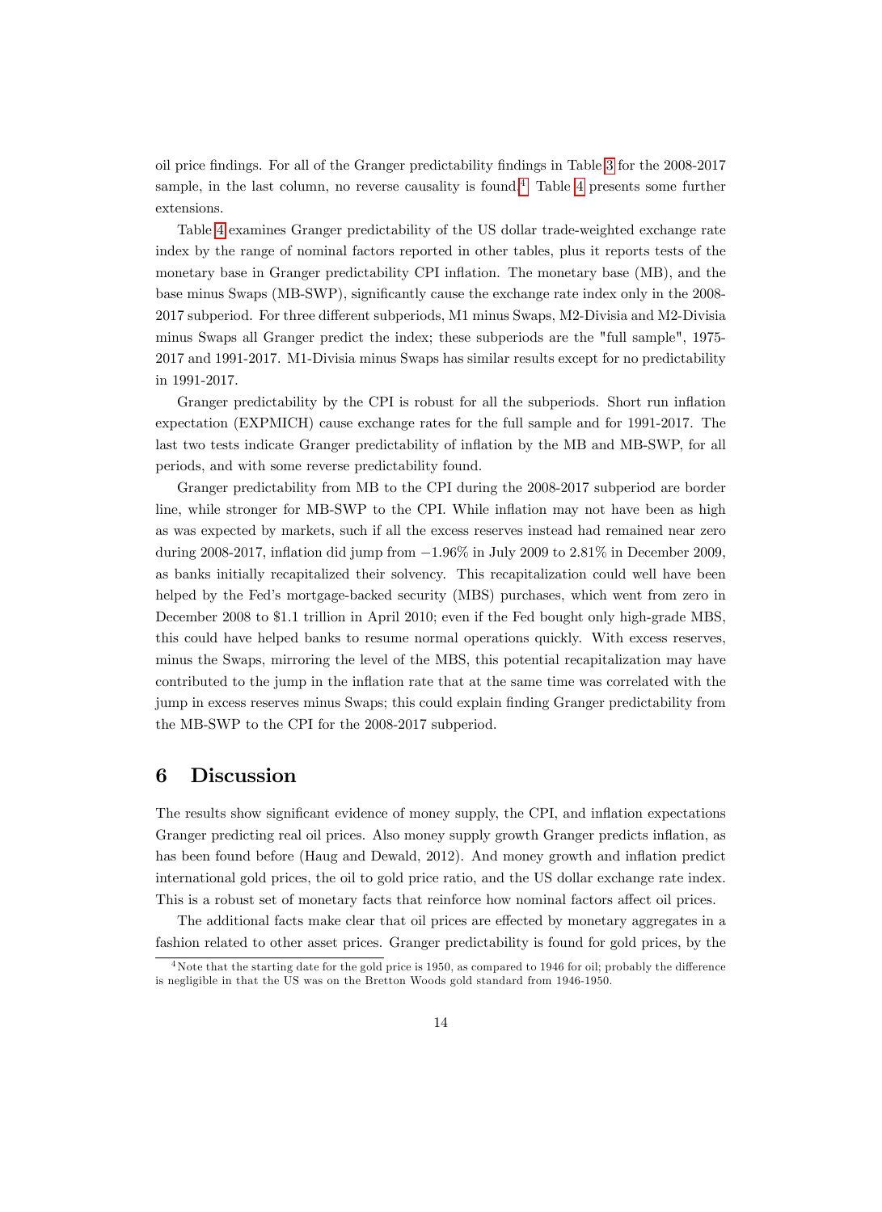oil price findings. For all of the Granger predictability findings in Table 3 for the 2008-2017 sample, in the last column, no reverse causality is found.[4] Table 4 presents some further extensions.

Table 4 examines Granger predictability of the US dollar trade-weighted exchange rate index by the range of nominal factors reported in other tables, plus it reports tests of the monetary base in Granger predictability CPI inflation. The monetary base (MB), and the base minus Swaps (MB-SWP), significantly cause the exchange rate index only in the 2008-2017 subperiod. For three different subperiods, M1 minus Swaps, M2-Divisia and M2-Divisia minus Swaps all Granger predict the index; these subperiods are the "full sample", 1975-2017 and 1991-2017. M1-Divisia minus Swaps has similar results except for no predictability in 1991-2017.

Granger predictability by the CPI is robust for all the subperiods. Short run inflation expectation (EXPMICH) cause exchange rates for the full sample and for 1991-2017. The last two tests indicate Granger predictability of inflation by the MB and MB-SWP, for all periods, and with some reverse predictability found.

Granger predictability from MB to the CPI during the 2008-2017 subperiod are border line, while stronger for MB-SWP to the CPI. While inflation may not have been as high as was expected by markets, such if all the excess reserves instead had remained near zero during 2008-2017, inflation did jump from $-1.96\%$ in July 2009 to 2.81% in December 2009, as banks initially recapitalized their solvency. This recapitalization could well have been helped by the Fed's mortgage-backed security (MBS) purchases, which went from zero in December 2008 to $1.1 trillion in April 2010; even if the Fed bought only high-grade MBS, this could have helped banks to resume normal operations quickly. With excess reserves, minus the Swaps, mirroring the level of the MBS, this potential recapitalization may have contributed to the jump in the inflation rate that at the same time was correlated with the jump in excess reserves minus Swaps; this could explain finding Granger predictability from the MB-SWP to the CPI for the 2008-2017 subperiod.

# 6 Discussion

The results show significant evidence of money supply, the CPI, and inflation expectations Granger predicting real oil prices. Also money supply growth Granger predicts inflation, as has been found before (Haug and Dewald, 2012). And money growth and inflation predict international gold prices, the oil to gold price ratio, and the US dollar exchange rate index. This is a robust set of monetary facts that reinforce how nominal factors affect oil prices.

The additional facts make clear that oil prices are effected by monetary aggregates in a fashion related to other asset prices. Granger predictability is found for gold prices, by the

[4] Note that the starting date for the gold price is 1950, as compared to 1946 for oil; probably the difference is negligible in that the US was on the Bretton Woods gold standard from 1946-1950.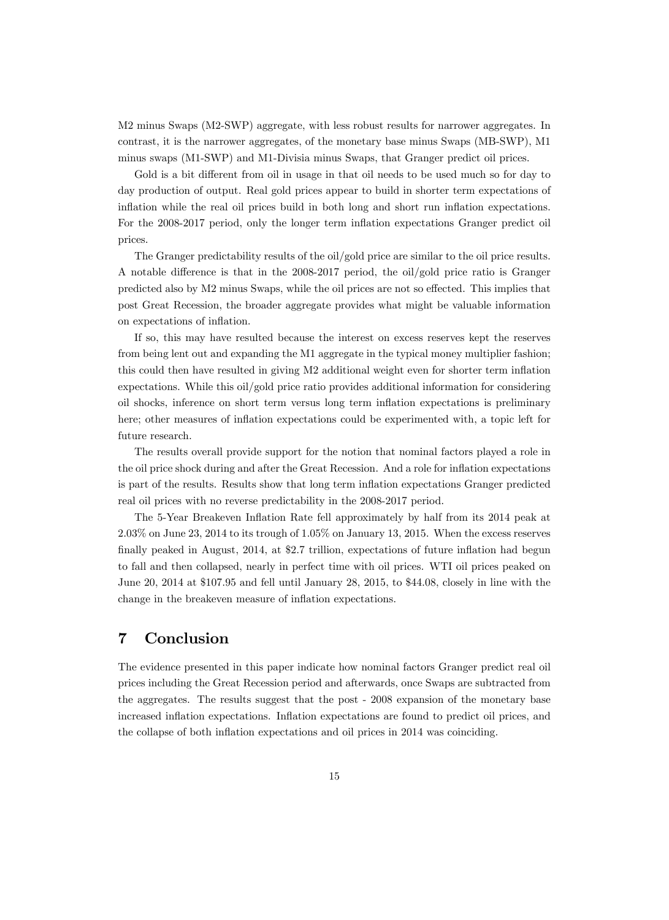M2 minus Swaps (M2-SWP) aggregate, with less robust results for narrower aggregates. In contrast, it is the narrower aggregates, of the monetary base minus Swaps (MB-SWP), M1 minus swaps (M1-SWP) and M1-Divisia minus Swaps, that Granger predict oil prices.

Gold is a bit different from oil in usage in that oil needs to be used much so for day to day production of output. Real gold prices appear to build in shorter term expectations of inflation while the real oil prices build in both long and short run inflation expectations. For the 2008-2017 period, only the longer term inflation expectations Granger predict oil prices.

The Granger predictability results of the oil/gold price are similar to the oil price results. A notable difference is that in the 2008-2017 period, the oil/gold price ratio is Granger predicted also by M2 minus Swaps, while the oil prices are not so effected. This implies that post Great Recession, the broader aggregate provides what might be valuable information on expectations of inflation.

If so, this may have resulted because the interest on excess reserves kept the reserves from being lent out and expanding the M1 aggregate in the typical money multiplier fashion; this could then have resulted in giving M2 additional weight even for shorter term inflation expectations. While this oil/gold price ratio provides additional information for considering oil shocks, inference on short term versus long term inflation expectations is preliminary here; other measures of inflation expectations could be experimented with, a topic left for future research.

The results overall provide support for the notion that nominal factors played a role in the oil price shock during and after the Great Recession. And a role for inflation expectations is part of the results. Results show that long term inflation expectations Granger predicted real oil prices with no reverse predictability in the 2008-2017 period.

The 5-Year Breakeven Inflation Rate fell approximately by half from its 2014 peak at 2.03% on June 23, 2014 to its trough of 1.05% on January 13, 2015. When the excess reserves finally peaked in August, 2014, at $2.7 trillion, expectations of future inflation had begun to fall and then collapsed, nearly in perfect time with oil prices. WTI oil prices peaked on June 20, 2014 at $107.95 and fell until January 28, 2015, to $44.08, closely in line with the change in the breakeven measure of inflation expectations.

# 7 Conclusion

The evidence presented in this paper indicate how nominal factors Granger predict real oil prices including the Great Recession period and afterwards, once Swaps are subtracted from the aggregates. The results suggest that the post - 2008 expansion of the monetary base increased inflation expectations. Inflation expectations are found to predict oil prices, and the collapse of both inflation expectations and oil prices in 2014 was coinciding.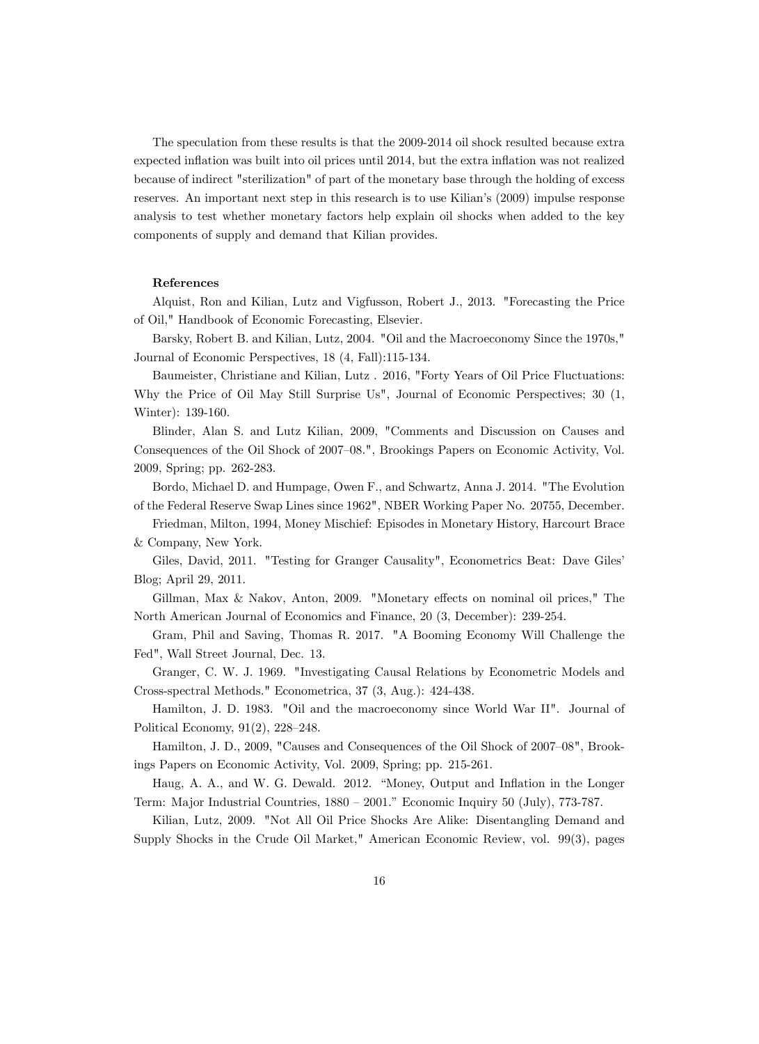The speculation from these results is that the 2009-2014 oil shock resulted because extra expected inflation was built into oil prices until 2014, but the extra inflation was not realized because of indirect "sterilization" of part of the monetary base through the holding of excess reserves. An important next step in this research is to use Kilian's (2009) impulse response analysis to test whether monetary factors help explain oil shocks when added to the key components of supply and demand that Kilian provides.

**References**

Alquist, Ron and Kilian, Lutz and Vigfusson, Robert J., 2013. "Forecasting the Price of Oil," Handbook of Economic Forecasting, Elsevier.

Barsky, Robert B. and Kilian, Lutz, 2004. "Oil and the Macroeconomy Since the 1970s," Journal of Economic Perspectives, 18 (4, Fall):115-134.

Baumeister, Christiane and Kilian, Lutz . 2016, "Forty Years of Oil Price Fluctuations: Why the Price of Oil May Still Surprise Us", Journal of Economic Perspectives; 30 (1, Winter): 139-160.

Blinder, Alan S. and Lutz Kilian, 2009, "Comments and Discussion on Causes and Consequences of the Oil Shock of 2007–08.", Brookings Papers on Economic Activity, Vol. 2009, Spring; pp. 262-283.

Bordo, Michael D. and Humpage, Owen F., and Schwartz, Anna J. 2014. "The Evolution of the Federal Reserve Swap Lines since 1962", NBER Working Paper No. 20755, December.

Friedman, Milton, 1994, Money Mischief: Episodes in Monetary History, Harcourt Brace & Company, New York.

Giles, David, 2011. "Testing for Granger Causality", Econometrics Beat: Dave Giles' Blog; April 29, 2011.

Gillman, Max & Nakov, Anton, 2009. "Monetary effects on nominal oil prices," The North American Journal of Economics and Finance, 20 (3, December): 239-254.

Gram, Phil and Saving, Thomas R. 2017. "A Booming Economy Will Challenge the Fed", Wall Street Journal, Dec. 13.

Granger, C. W. J. 1969. "Investigating Causal Relations by Econometric Models and Cross-spectral Methods." Econometrica, 37 (3, Aug.): 424-438.

Hamilton, J. D. 1983. "Oil and the macroeconomy since World War II". Journal of Political Economy, 91(2), 228–248.

Hamilton, J. D., 2009, "Causes and Consequences of the Oil Shock of 2007–08", Brookings Papers on Economic Activity, Vol. 2009, Spring; pp. 215-261.

Haug, A. A., and W. G. Dewald. 2012. "Money, Output and Inflation in the Longer Term: Major Industrial Countries, 1880 – 2001." Economic Inquiry 50 (July), 773-787.

Kilian, Lutz, 2009. "Not All Oil Price Shocks Are Alike: Disentangling Demand and Supply Shocks in the Crude Oil Market," American Economic Review, vol. 99(3), pages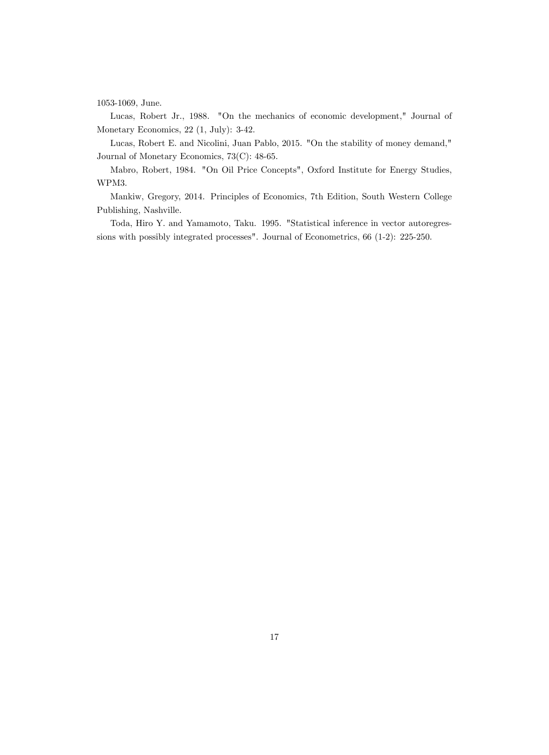1053-1069, June.

Lucas, Robert Jr., 1988. "On the mechanics of economic development," Journal of Monetary Economics, 22 (1, July): 3-42.

Lucas, Robert E. and Nicolini, Juan Pablo, 2015. "On the stability of money demand," Journal of Monetary Economics, 73(C): 48-65.

Mabro, Robert, 1984. "On Oil Price Concepts", Oxford Institute for Energy Studies, WPM3.

Mankiw, Gregory, 2014. Principles of Economics, 7th Edition, South Western College Publishing, Nashville.

Toda, Hiro Y. and Yamamoto, Taku. 1995. "Statistical inference in vector autoregressions with possibly integrated processes". Journal of Econometrics, 66 (1-2): 225-250.